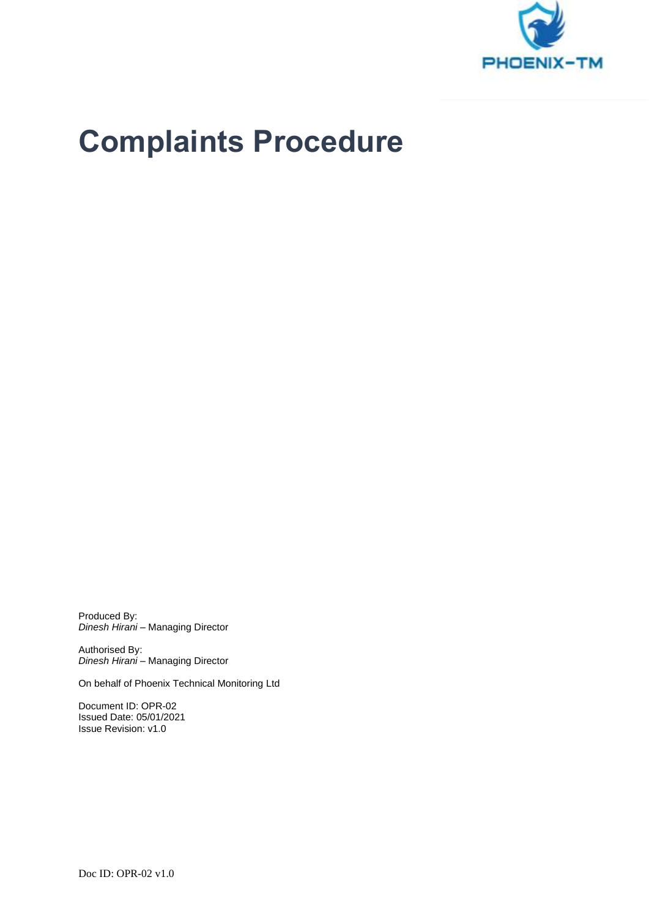# Complaints Procedure

Produced By:
*Dinesh Hirani* – Managing Director

Authorised By:
*Dinesh Hirani* – Managing Director

On behalf of Phoenix Technical Monitoring Ltd

Document ID: OPR-02
Issued Date: 05/01/2021
Issue Revision: v1.0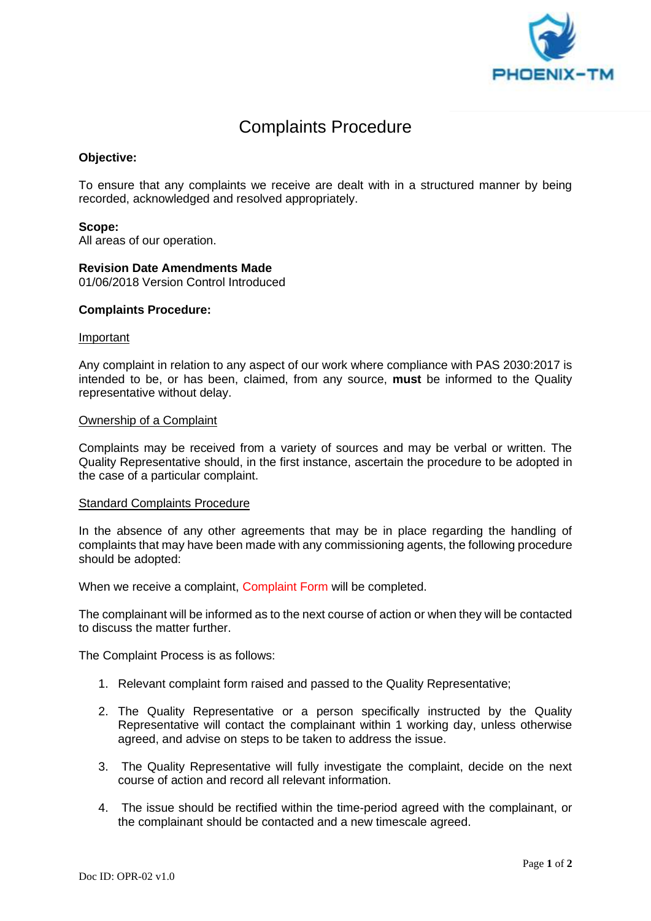# Complaints Procedure

**Objective:**

To ensure that any complaints we receive are dealt with in a structured manner by being recorded, acknowledged and resolved appropriately.

**Scope:**
All areas of our operation.

**Revision Date Amendments Made**
01/06/2018 Version Control Introduced

**Complaints Procedure:**

Important

Any complaint in relation to any aspect of our work where compliance with PAS 2030:2017 is intended to be, or has been, claimed, from any source, **must** be informed to the Quality representative without delay.

Ownership of a Complaint

Complaints may be received from a variety of sources and may be verbal or written. The Quality Representative should, in the first instance, ascertain the procedure to be adopted in the case of a particular complaint.

Standard Complaints Procedure

In the absence of any other agreements that may be in place regarding the handling of complaints that may have been made with any commissioning agents, the following procedure should be adopted:

When we receive a complaint, Complaint Form will be completed.

The complainant will be informed as to the next course of action or when they will be contacted to discuss the matter further.

The Complaint Process is as follows:

1. Relevant complaint form raised and passed to the Quality Representative;
2. The Quality Representative or a person specifically instructed by the Quality Representative will contact the complainant within 1 working day, unless otherwise agreed, and advise on steps to be taken to address the issue.
3. The Quality Representative will fully investigate the complaint, decide on the next course of action and record all relevant information.
4. The issue should be rectified within the time-period agreed with the complainant, or the complainant should be contacted and a new timescale agreed.

Doc ID: OPR-02 v1.0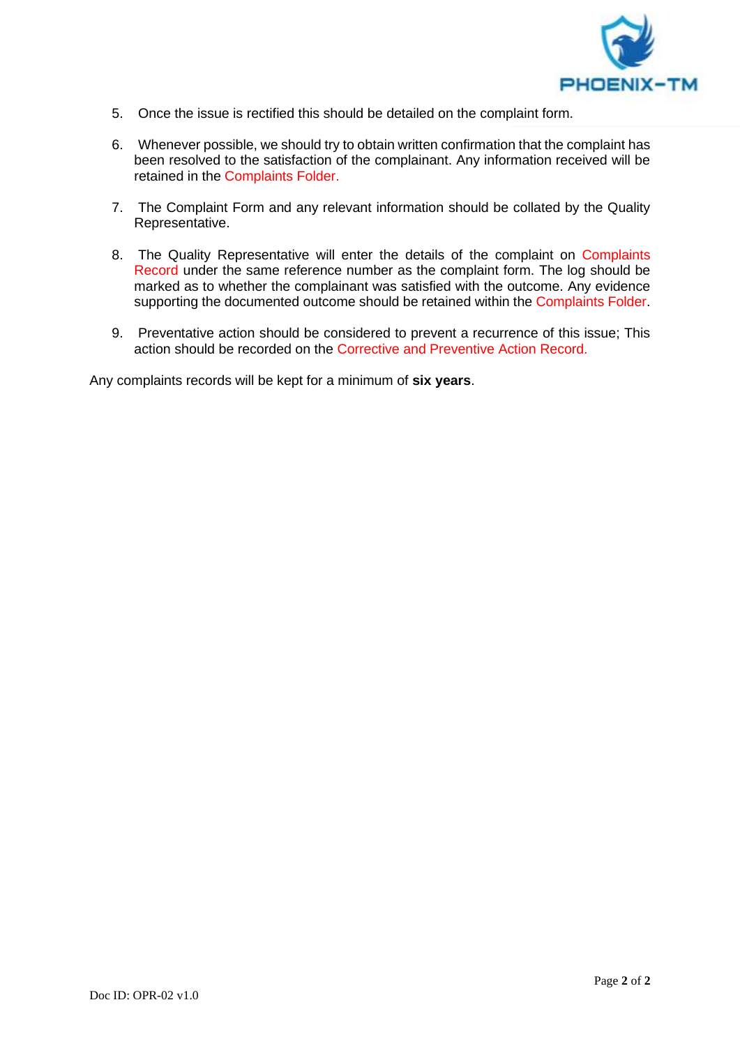5. Once the issue is rectified this should be detailed on the complaint form.

6. Whenever possible, we should try to obtain written confirmation that the complaint has been resolved to the satisfaction of the complainant. Any information received will be retained in the Complaints Folder.

7. The Complaint Form and any relevant information should be collated by the Quality Representative.

8. The Quality Representative will enter the details of the complaint on Complaints Record under the same reference number as the complaint form. The log should be marked as to whether the complainant was satisfied with the outcome. Any evidence supporting the documented outcome should be retained within the Complaints Folder.

9. Preventative action should be considered to prevent a recurrence of this issue; This action should be recorded on the Corrective and Preventive Action Record.

Any complaints records will be kept for a minimum of **six years**.

Doc ID: OPR-02 v1.0